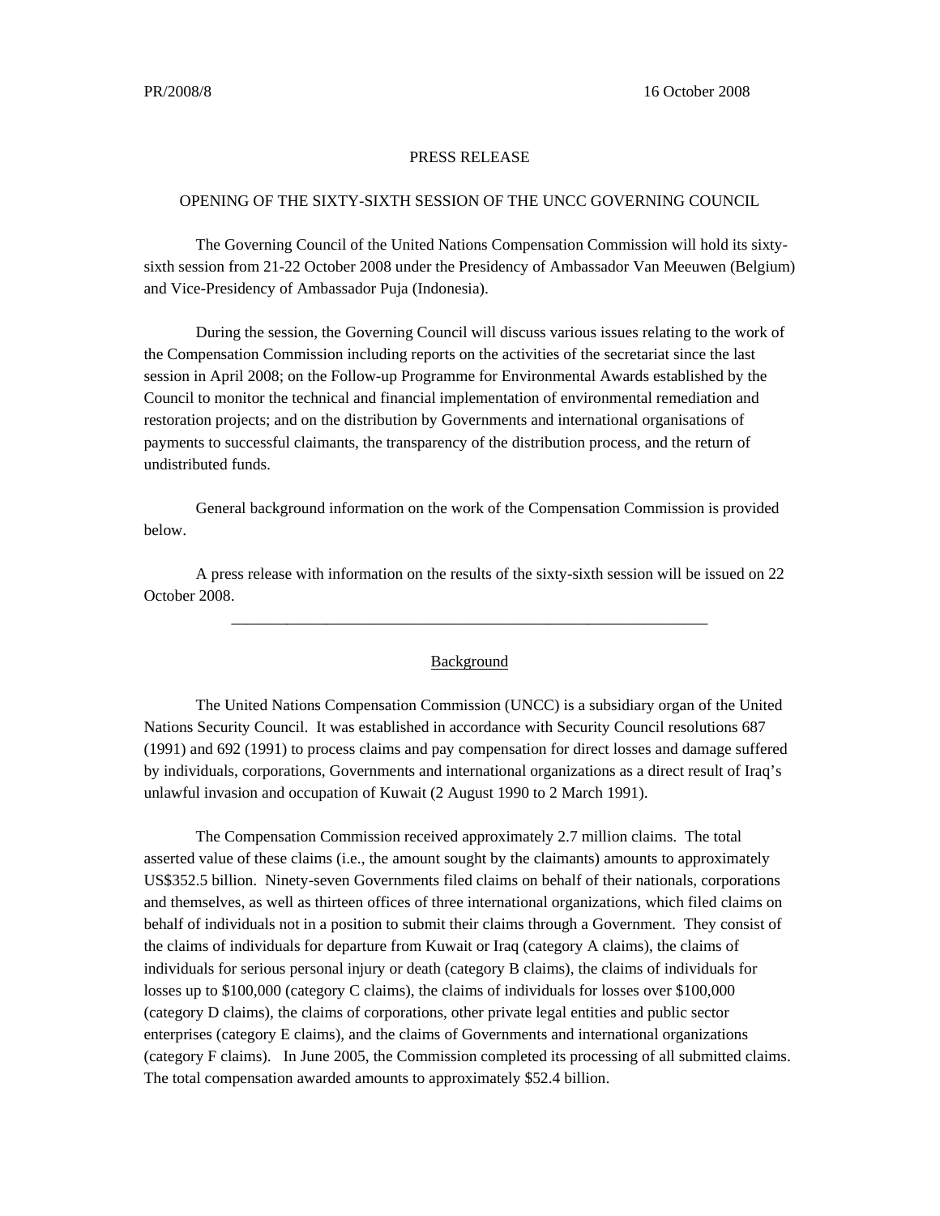PR/2008/8 16 October 2008

PRESS RELEASE

# OPENING OF THE SIXTY-SIXTH SESSION OF THE UNCC GOVERNING COUNCIL

The Governing Council of the United Nations Compensation Commission will hold its sixty-sixth session from 21-22 October 2008 under the Presidency of Ambassador Van Meeuwen (Belgium) and Vice-Presidency of Ambassador Puja (Indonesia).

During the session, the Governing Council will discuss various issues relating to the work of the Compensation Commission including reports on the activities of the secretariat since the last session in April 2008; on the Follow-up Programme for Environmental Awards established by the Council to monitor the technical and financial implementation of environmental remediation and restoration projects; and on the distribution by Governments and international organisations of payments to successful claimants, the transparency of the distribution process, and the return of undistributed funds.

General background information on the work of the Compensation Commission is provided below.

A press release with information on the results of the sixty-sixth session will be issued on 22 October 2008.

---

## Background

The United Nations Compensation Commission (UNCC) is a subsidiary organ of the United Nations Security Council. It was established in accordance with Security Council resolutions 687 (1991) and 692 (1991) to process claims and pay compensation for direct losses and damage suffered by individuals, corporations, Governments and international organizations as a direct result of Iraq's unlawful invasion and occupation of Kuwait (2 August 1990 to 2 March 1991).

The Compensation Commission received approximately 2.7 million claims. The total asserted value of these claims (i.e., the amount sought by the claimants) amounts to approximately US$352.5 billion. Ninety-seven Governments filed claims on behalf of their nationals, corporations and themselves, as well as thirteen offices of three international organizations, which filed claims on behalf of individuals not in a position to submit their claims through a Government. They consist of the claims of individuals for departure from Kuwait or Iraq (category A claims), the claims of individuals for serious personal injury or death (category B claims), the claims of individuals for losses up to $100,000 (category C claims), the claims of individuals for losses over $100,000 (category D claims), the claims of corporations, other private legal entities and public sector enterprises (category E claims), and the claims of Governments and international organizations (category F claims). In June 2005, the Commission completed its processing of all submitted claims. The total compensation awarded amounts to approximately $52.4 billion.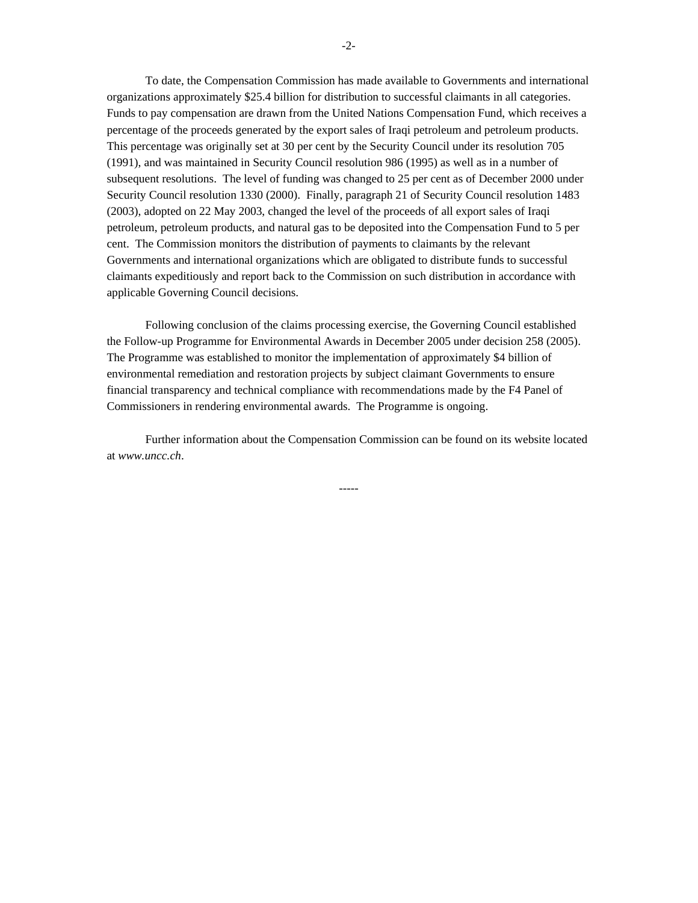To date, the Compensation Commission has made available to Governments and international organizations approximately $25.4 billion for distribution to successful claimants in all categories. Funds to pay compensation are drawn from the United Nations Compensation Fund, which receives a percentage of the proceeds generated by the export sales of Iraqi petroleum and petroleum products. This percentage was originally set at 30 per cent by the Security Council under its resolution 705 (1991), and was maintained in Security Council resolution 986 (1995) as well as in a number of subsequent resolutions. The level of funding was changed to 25 per cent as of December 2000 under Security Council resolution 1330 (2000). Finally, paragraph 21 of Security Council resolution 1483 (2003), adopted on 22 May 2003, changed the level of the proceeds of all export sales of Iraqi petroleum, petroleum products, and natural gas to be deposited into the Compensation Fund to 5 per cent. The Commission monitors the distribution of payments to claimants by the relevant Governments and international organizations which are obligated to distribute funds to successful claimants expeditiously and report back to the Commission on such distribution in accordance with applicable Governing Council decisions.

Following conclusion of the claims processing exercise, the Governing Council established the Follow-up Programme for Environmental Awards in December 2005 under decision 258 (2005). The Programme was established to monitor the implementation of approximately $4 billion of environmental remediation and restoration projects by subject claimant Governments to ensure financial transparency and technical compliance with recommendations made by the F4 Panel of Commissioners in rendering environmental awards. The Programme is ongoing.

Further information about the Compensation Commission can be found on its website located at *www.uncc.ch*.

-----